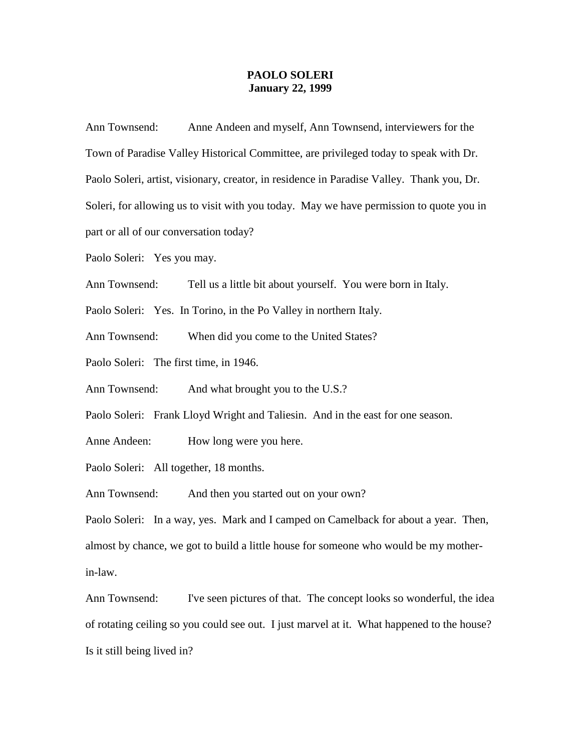# PAOLO SOLERI
**January 22, 1999**

Ann Townsend: Anne Andeen and myself, Ann Townsend, interviewers for the Town of Paradise Valley Historical Committee, are privileged today to speak with Dr. Paolo Soleri, artist, visionary, creator, in residence in Paradise Valley. Thank you, Dr. Soleri, for allowing us to visit with you today. May we have permission to quote you in part or all of our conversation today?

Paolo Soleri: Yes you may.

Ann Townsend: Tell us a little bit about yourself. You were born in Italy.

Paolo Soleri: Yes. In Torino, in the Po Valley in northern Italy.

Ann Townsend: When did you come to the United States?

Paolo Soleri: The first time, in 1946.

Ann Townsend: And what brought you to the U.S.?

Paolo Soleri: Frank Lloyd Wright and Taliesin. And in the east for one season.

Anne Andeen: How long were you here.

Paolo Soleri: All together, 18 months.

Ann Townsend: And then you started out on your own?

Paolo Soleri: In a way, yes. Mark and I camped on Camelback for about a year. Then, almost by chance, we got to build a little house for someone who would be my mother-in-law.

Ann Townsend: I've seen pictures of that. The concept looks so wonderful, the idea of rotating ceiling so you could see out. I just marvel at it. What happened to the house? Is it still being lived in?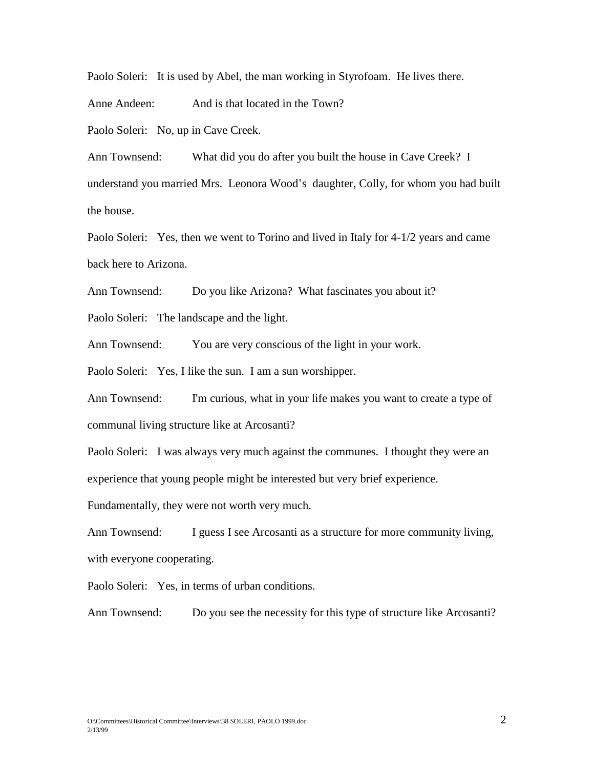Paolo Soleri: It is used by Abel, the man working in Styrofoam. He lives there.

Anne Andeen: And is that located in the Town?

Paolo Soleri: No, up in Cave Creek.

Ann Townsend: What did you do after you built the house in Cave Creek? I understand you married Mrs. Leonora Wood's daughter, Colly, for whom you had built the house.

Paolo Soleri: Yes, then we went to Torino and lived in Italy for 4-1/2 years and came back here to Arizona.

Ann Townsend: Do you like Arizona? What fascinates you about it?

Paolo Soleri: The landscape and the light.

Ann Townsend: You are very conscious of the light in your work.

Paolo Soleri: Yes, I like the sun. I am a sun worshipper.

Ann Townsend: I'm curious, what in your life makes you want to create a type of communal living structure like at Arcosanti?

Paolo Soleri: I was always very much against the communes. I thought they were an experience that young people might be interested but very brief experience. Fundamentally, they were not worth very much.

Ann Townsend: I guess I see Arcosanti as a structure for more community living, with everyone cooperating.

Paolo Soleri: Yes, in terms of urban conditions.

Ann Townsend: Do you see the necessity for this type of structure like Arcosanti?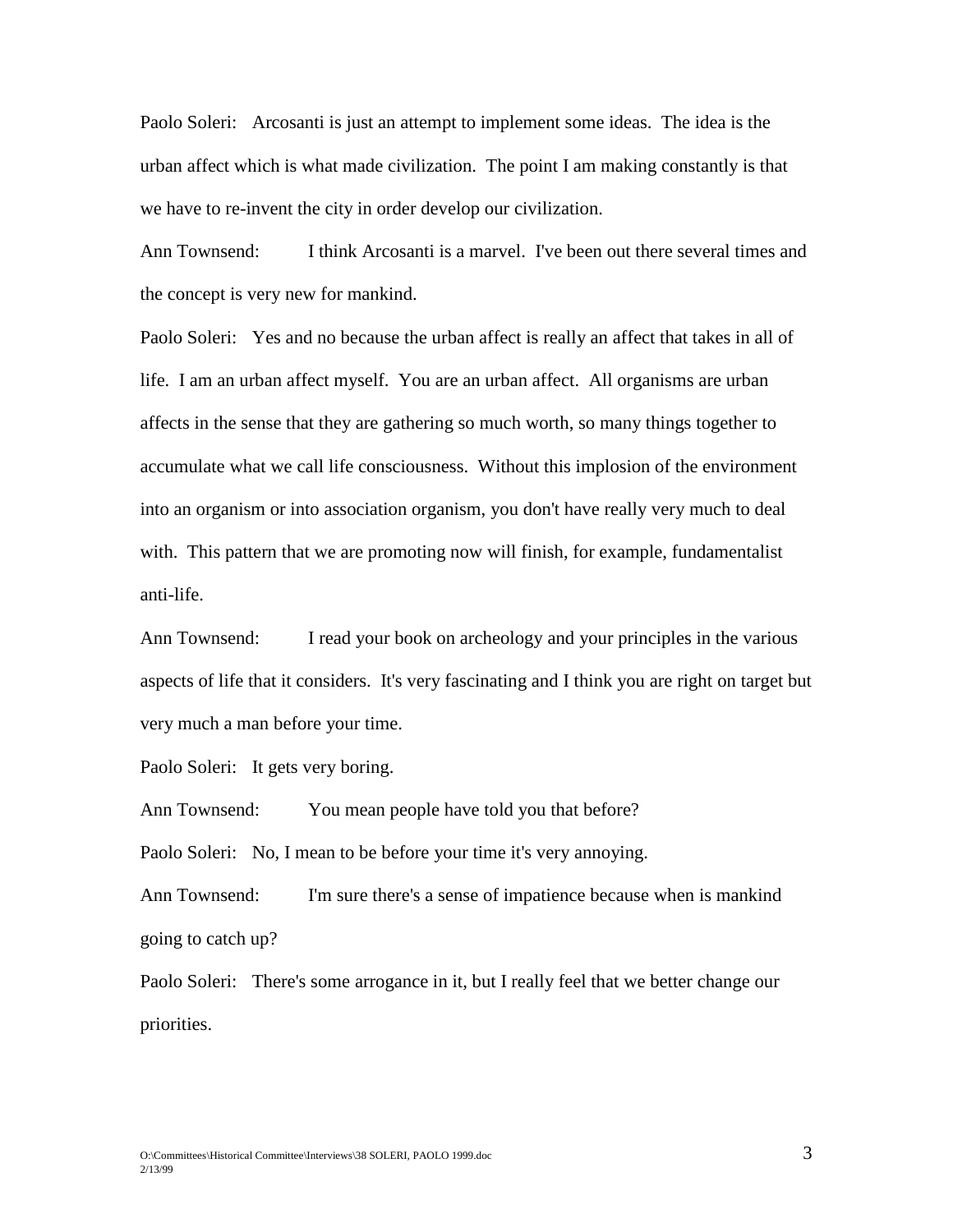Paolo Soleri: Arcosanti is just an attempt to implement some ideas. The idea is the urban affect which is what made civilization. The point I am making constantly is that we have to re-invent the city in order develop our civilization.

Ann Townsend: I think Arcosanti is a marvel. I've been out there several times and the concept is very new for mankind.

Paolo Soleri: Yes and no because the urban affect is really an affect that takes in all of life. I am an urban affect myself. You are an urban affect. All organisms are urban affects in the sense that they are gathering so much worth, so many things together to accumulate what we call life consciousness. Without this implosion of the environment into an organism or into association organism, you don't have really very much to deal with. This pattern that we are promoting now will finish, for example, fundamentalist anti-life.

Ann Townsend: I read your book on archeology and your principles in the various aspects of life that it considers. It's very fascinating and I think you are right on target but very much a man before your time.

Paolo Soleri: It gets very boring.

Ann Townsend: You mean people have told you that before?

Paolo Soleri: No, I mean to be before your time it's very annoying.

Ann Townsend: I'm sure there's a sense of impatience because when is mankind going to catch up?

Paolo Soleri: There's some arrogance in it, but I really feel that we better change our priorities.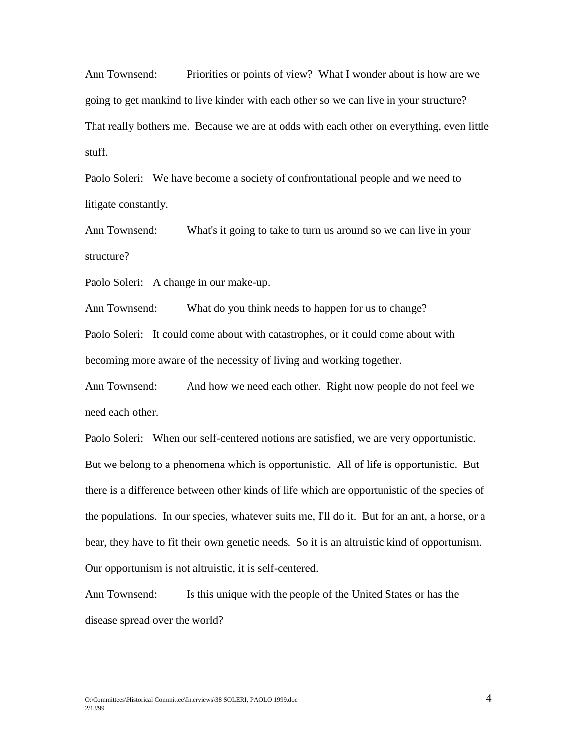Ann Townsend: Priorities or points of view? What I wonder about is how are we going to get mankind to live kinder with each other so we can live in your structure? That really bothers me. Because we are at odds with each other on everything, even little stuff.

Paolo Soleri: We have become a society of confrontational people and we need to litigate constantly.

Ann Townsend: What's it going to take to turn us around so we can live in your structure?

Paolo Soleri: A change in our make-up.

Ann Townsend: What do you think needs to happen for us to change?

Paolo Soleri: It could come about with catastrophes, or it could come about with becoming more aware of the necessity of living and working together.

Ann Townsend: And how we need each other. Right now people do not feel we need each other.

Paolo Soleri: When our self-centered notions are satisfied, we are very opportunistic. But we belong to a phenomena which is opportunistic. All of life is opportunistic. But there is a difference between other kinds of life which are opportunistic of the species of the populations. In our species, whatever suits me, I'll do it. But for an ant, a horse, or a bear, they have to fit their own genetic needs. So it is an altruistic kind of opportunism. Our opportunism is not altruistic, it is self-centered.

Ann Townsend: Is this unique with the people of the United States or has the disease spread over the world?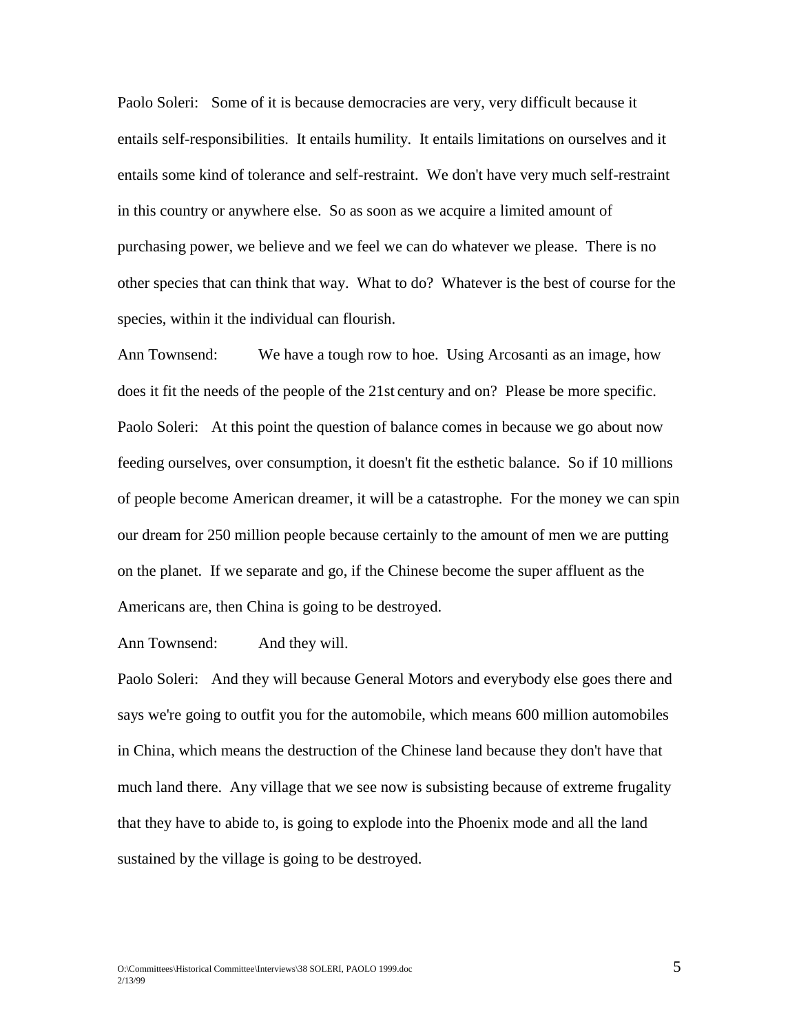Paolo Soleri: Some of it is because democracies are very, very difficult because it entails self-responsibilities. It entails humility. It entails limitations on ourselves and it entails some kind of tolerance and self-restraint. We don't have very much self-restraint in this country or anywhere else. So as soon as we acquire a limited amount of purchasing power, we believe and we feel we can do whatever we please. There is no other species that can think that way. What to do? Whatever is the best of course for the species, within it the individual can flourish.

Ann Townsend: We have a tough row to hoe. Using Arcosanti as an image, how does it fit the needs of the people of the 21st century and on? Please be more specific.

Paolo Soleri: At this point the question of balance comes in because we go about now feeding ourselves, over consumption, it doesn't fit the esthetic balance. So if 10 millions of people become American dreamer, it will be a catastrophe. For the money we can spin our dream for 250 million people because certainly to the amount of men we are putting on the planet. If we separate and go, if the Chinese become the super affluent as the Americans are, then China is going to be destroyed.

Ann Townsend: And they will.

Paolo Soleri: And they will because General Motors and everybody else goes there and says we're going to outfit you for the automobile, which means 600 million automobiles in China, which means the destruction of the Chinese land because they don't have that much land there. Any village that we see now is subsisting because of extreme frugality that they have to abide to, is going to explode into the Phoenix mode and all the land sustained by the village is going to be destroyed.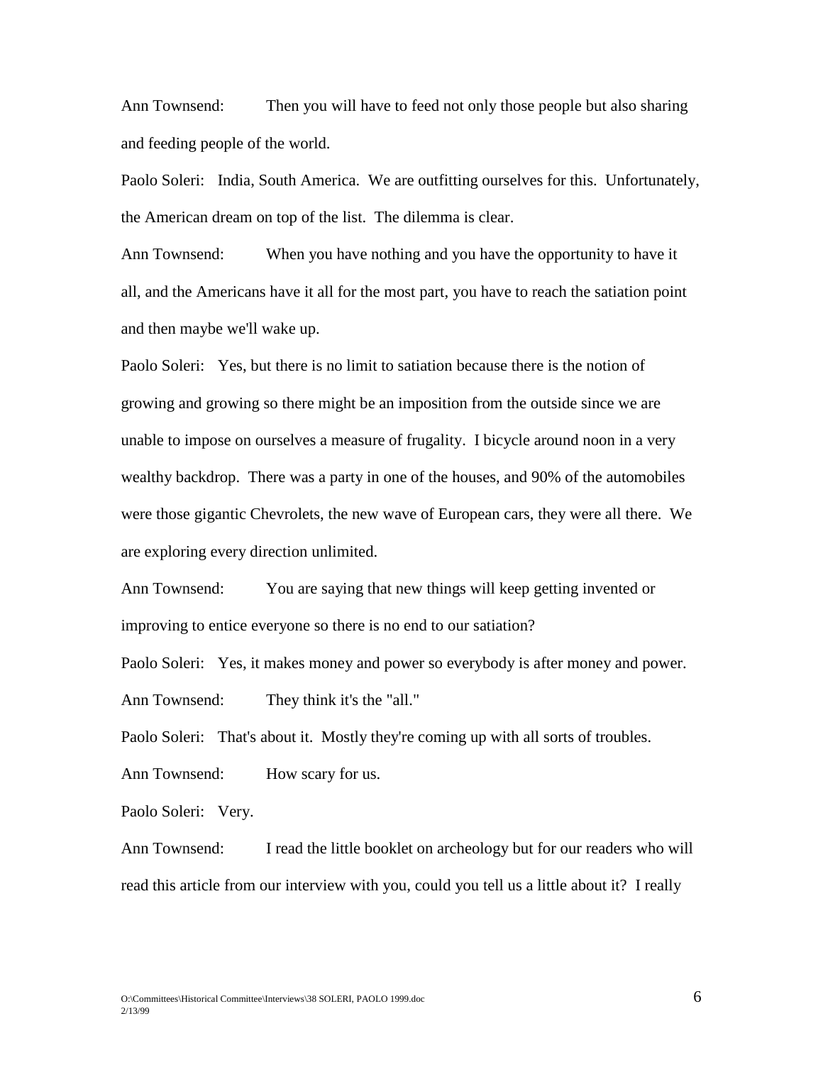Ann Townsend: Then you will have to feed not only those people but also sharing and feeding people of the world.

Paolo Soleri: India, South America. We are outfitting ourselves for this. Unfortunately, the American dream on top of the list. The dilemma is clear.

Ann Townsend: When you have nothing and you have the opportunity to have it all, and the Americans have it all for the most part, you have to reach the satiation point and then maybe we'll wake up.

Paolo Soleri: Yes, but there is no limit to satiation because there is the notion of growing and growing so there might be an imposition from the outside since we are unable to impose on ourselves a measure of frugality. I bicycle around noon in a very wealthy backdrop. There was a party in one of the houses, and 90% of the automobiles were those gigantic Chevrolets, the new wave of European cars, they were all there. We are exploring every direction unlimited.

Ann Townsend: You are saying that new things will keep getting invented or improving to entice everyone so there is no end to our satiation?

Paolo Soleri: Yes, it makes money and power so everybody is after money and power.

Ann Townsend: They think it's the "all."

Paolo Soleri: That's about it. Mostly they're coming up with all sorts of troubles.

Ann Townsend: How scary for us.

Paolo Soleri: Very.

Ann Townsend: I read the little booklet on archeology but for our readers who will read this article from our interview with you, could you tell us a little about it? I really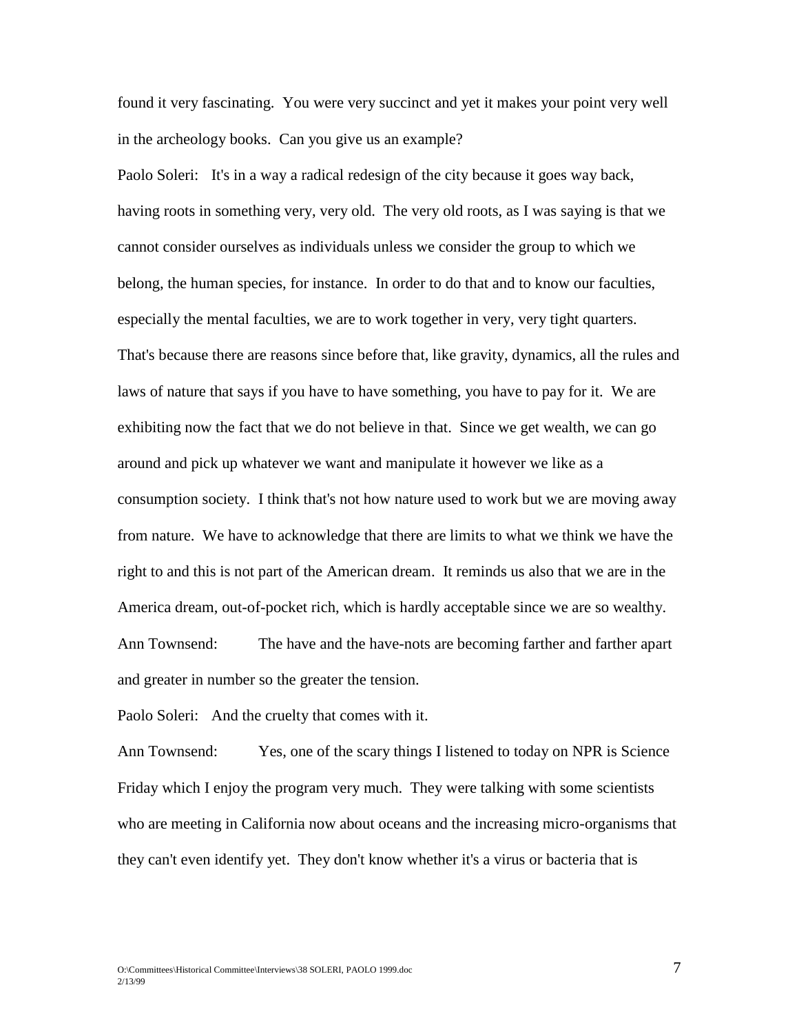found it very fascinating. You were very succinct and yet it makes your point very well in the archeology books. Can you give us an example?

Paolo Soleri: It's in a way a radical redesign of the city because it goes way back, having roots in something very, very old. The very old roots, as I was saying is that we cannot consider ourselves as individuals unless we consider the group to which we belong, the human species, for instance. In order to do that and to know our faculties, especially the mental faculties, we are to work together in very, very tight quarters. That's because there are reasons since before that, like gravity, dynamics, all the rules and laws of nature that says if you have to have something, you have to pay for it. We are exhibiting now the fact that we do not believe in that. Since we get wealth, we can go around and pick up whatever we want and manipulate it however we like as a consumption society. I think that's not how nature used to work but we are moving away from nature. We have to acknowledge that there are limits to what we think we have the right to and this is not part of the American dream. It reminds us also that we are in the America dream, out-of-pocket rich, which is hardly acceptable since we are so wealthy.

Ann Townsend: The have and the have-nots are becoming farther and farther apart and greater in number so the greater the tension.

Paolo Soleri: And the cruelty that comes with it.

Ann Townsend: Yes, one of the scary things I listened to today on NPR is Science Friday which I enjoy the program very much. They were talking with some scientists who are meeting in California now about oceans and the increasing micro-organisms that they can't even identify yet. They don't know whether it's a virus or bacteria that is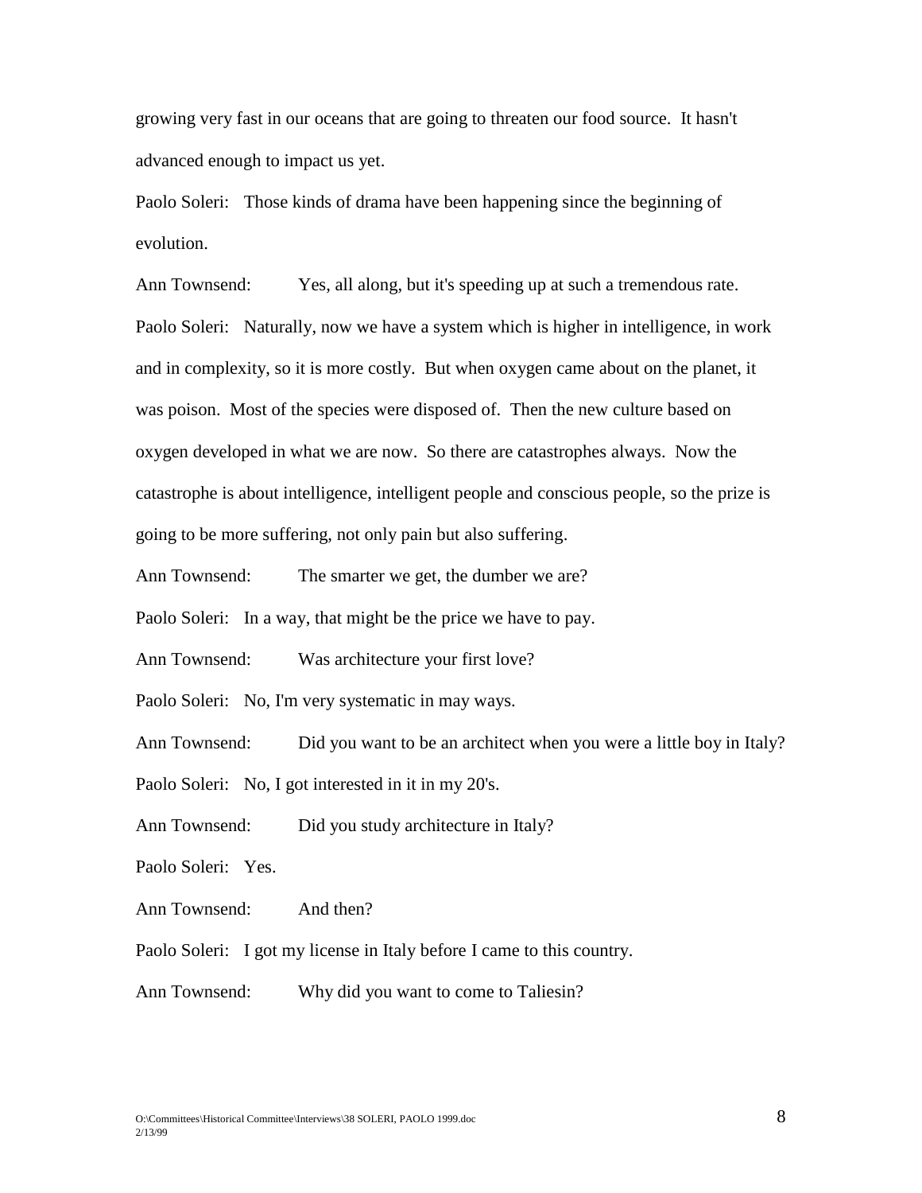growing very fast in our oceans that are going to threaten our food source. It hasn't advanced enough to impact us yet.

Paolo Soleri: Those kinds of drama have been happening since the beginning of evolution.

Ann Townsend: Yes, all along, but it's speeding up at such a tremendous rate.

Paolo Soleri: Naturally, now we have a system which is higher in intelligence, in work and in complexity, so it is more costly. But when oxygen came about on the planet, it was poison. Most of the species were disposed of. Then the new culture based on oxygen developed in what we are now. So there are catastrophes always. Now the catastrophe is about intelligence, intelligent people and conscious people, so the prize is going to be more suffering, not only pain but also suffering.

Ann Townsend: The smarter we get, the dumber we are?

Paolo Soleri: In a way, that might be the price we have to pay.

Ann Townsend: Was architecture your first love?

Paolo Soleri: No, I'm very systematic in may ways.

Ann Townsend: Did you want to be an architect when you were a little boy in Italy?

Paolo Soleri: No, I got interested in it in my 20's.

Ann Townsend: Did you study architecture in Italy?

Paolo Soleri: Yes.

Ann Townsend: And then?

Paolo Soleri: I got my license in Italy before I came to this country.

Ann Townsend: Why did you want to come to Taliesin?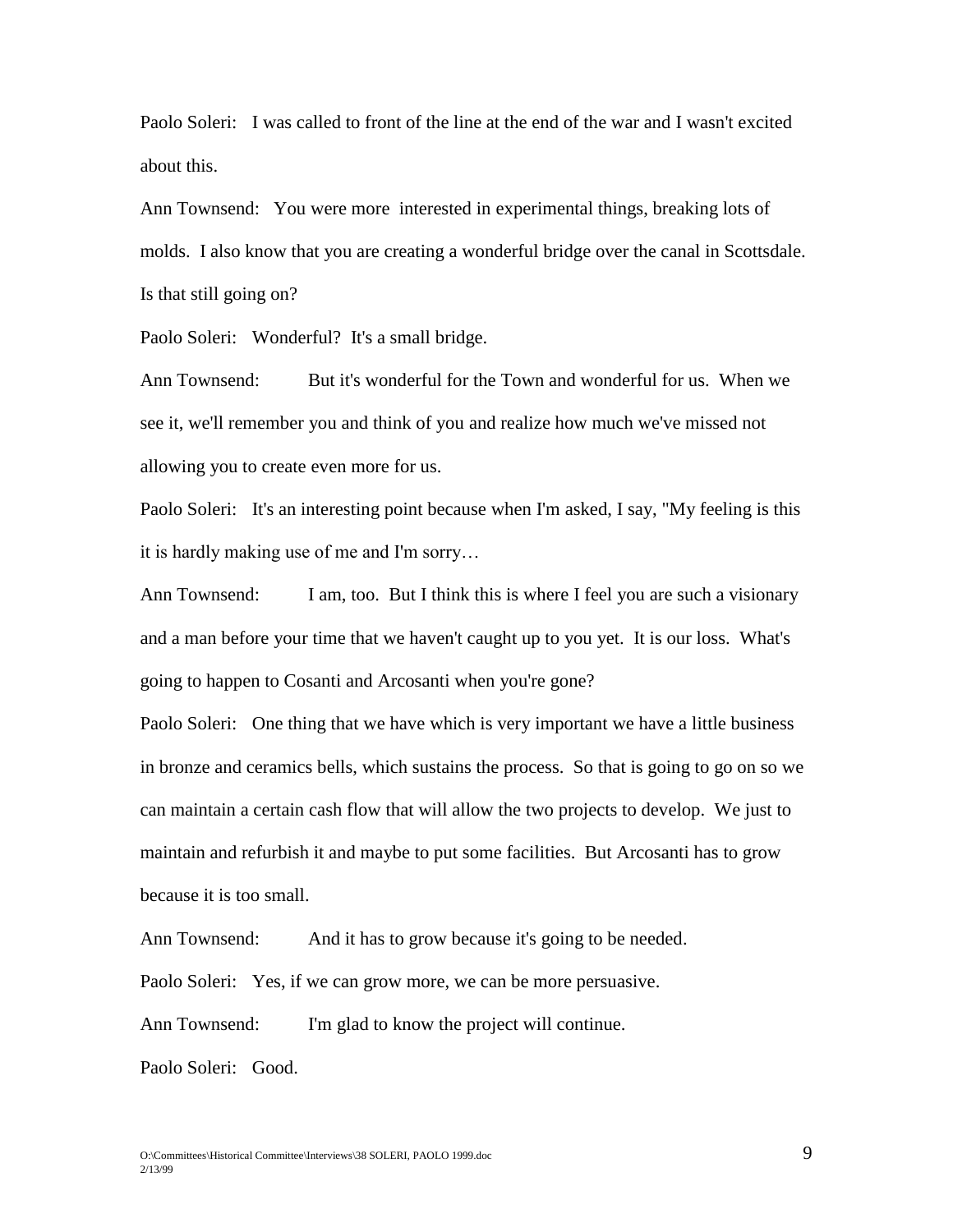Paolo Soleri: I was called to front of the line at the end of the war and I wasn't excited about this.

Ann Townsend: You were more interested in experimental things, breaking lots of molds. I also know that you are creating a wonderful bridge over the canal in Scottsdale. Is that still going on?

Paolo Soleri: Wonderful? It's a small bridge.

Ann Townsend: But it's wonderful for the Town and wonderful for us. When we see it, we'll remember you and think of you and realize how much we've missed not allowing you to create even more for us.

Paolo Soleri: It's an interesting point because when I'm asked, I say, "My feeling is this it is hardly making use of me and I'm sorry…

Ann Townsend: I am, too. But I think this is where I feel you are such a visionary and a man before your time that we haven't caught up to you yet. It is our loss. What's going to happen to Cosanti and Arcosanti when you're gone?

Paolo Soleri: One thing that we have which is very important we have a little business in bronze and ceramics bells, which sustains the process. So that is going to go on so we can maintain a certain cash flow that will allow the two projects to develop. We just to maintain and refurbish it and maybe to put some facilities. But Arcosanti has to grow because it is too small.

Ann Townsend: And it has to grow because it's going to be needed.

Paolo Soleri: Yes, if we can grow more, we can be more persuasive.

Ann Townsend: I'm glad to know the project will continue.

Paolo Soleri: Good.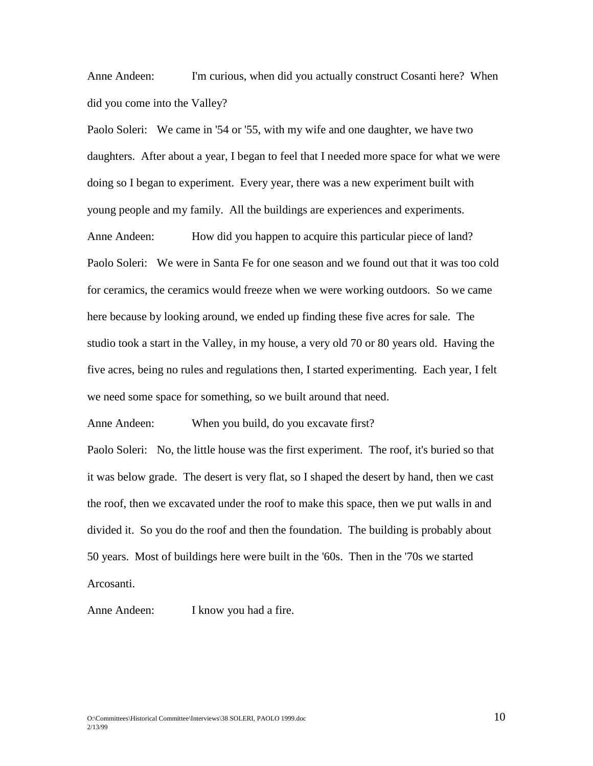Anne Andeen: I'm curious, when did you actually construct Cosanti here? When did you come into the Valley?

Paolo Soleri: We came in '54 or '55, with my wife and one daughter, we have two daughters. After about a year, I began to feel that I needed more space for what we were doing so I began to experiment. Every year, there was a new experiment built with young people and my family. All the buildings are experiences and experiments.

Anne Andeen: How did you happen to acquire this particular piece of land?

Paolo Soleri: We were in Santa Fe for one season and we found out that it was too cold for ceramics, the ceramics would freeze when we were working outdoors. So we came here because by looking around, we ended up finding these five acres for sale. The studio took a start in the Valley, in my house, a very old 70 or 80 years old. Having the five acres, being no rules and regulations then, I started experimenting. Each year, I felt we need some space for something, so we built around that need.

Anne Andeen: When you build, do you excavate first?

Paolo Soleri: No, the little house was the first experiment. The roof, it's buried so that it was below grade. The desert is very flat, so I shaped the desert by hand, then we cast the roof, then we excavated under the roof to make this space, then we put walls in and divided it. So you do the roof and then the foundation. The building is probably about 50 years. Most of buildings here were built in the '60s. Then in the '70s we started Arcosanti.

Anne Andeen: I know you had a fire.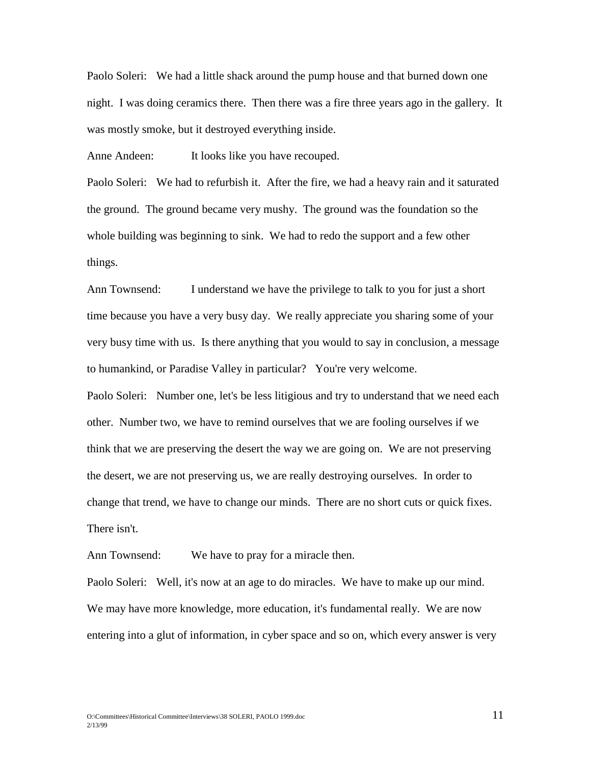Paolo Soleri: We had a little shack around the pump house and that burned down one night. I was doing ceramics there. Then there was a fire three years ago in the gallery. It was mostly smoke, but it destroyed everything inside.

Anne Andeen: It looks like you have recouped.

Paolo Soleri: We had to refurbish it. After the fire, we had a heavy rain and it saturated the ground. The ground became very mushy. The ground was the foundation so the whole building was beginning to sink. We had to redo the support and a few other things.

Ann Townsend: I understand we have the privilege to talk to you for just a short time because you have a very busy day. We really appreciate you sharing some of your very busy time with us. Is there anything that you would to say in conclusion, a message to humankind, or Paradise Valley in particular? You're very welcome.

Paolo Soleri: Number one, let's be less litigious and try to understand that we need each other. Number two, we have to remind ourselves that we are fooling ourselves if we think that we are preserving the desert the way we are going on. We are not preserving the desert, we are not preserving us, we are really destroying ourselves. In order to change that trend, we have to change our minds. There are no short cuts or quick fixes. There isn't.

Ann Townsend: We have to pray for a miracle then.

Paolo Soleri: Well, it's now at an age to do miracles. We have to make up our mind. We may have more knowledge, more education, it's fundamental really. We are now entering into a glut of information, in cyber space and so on, which every answer is very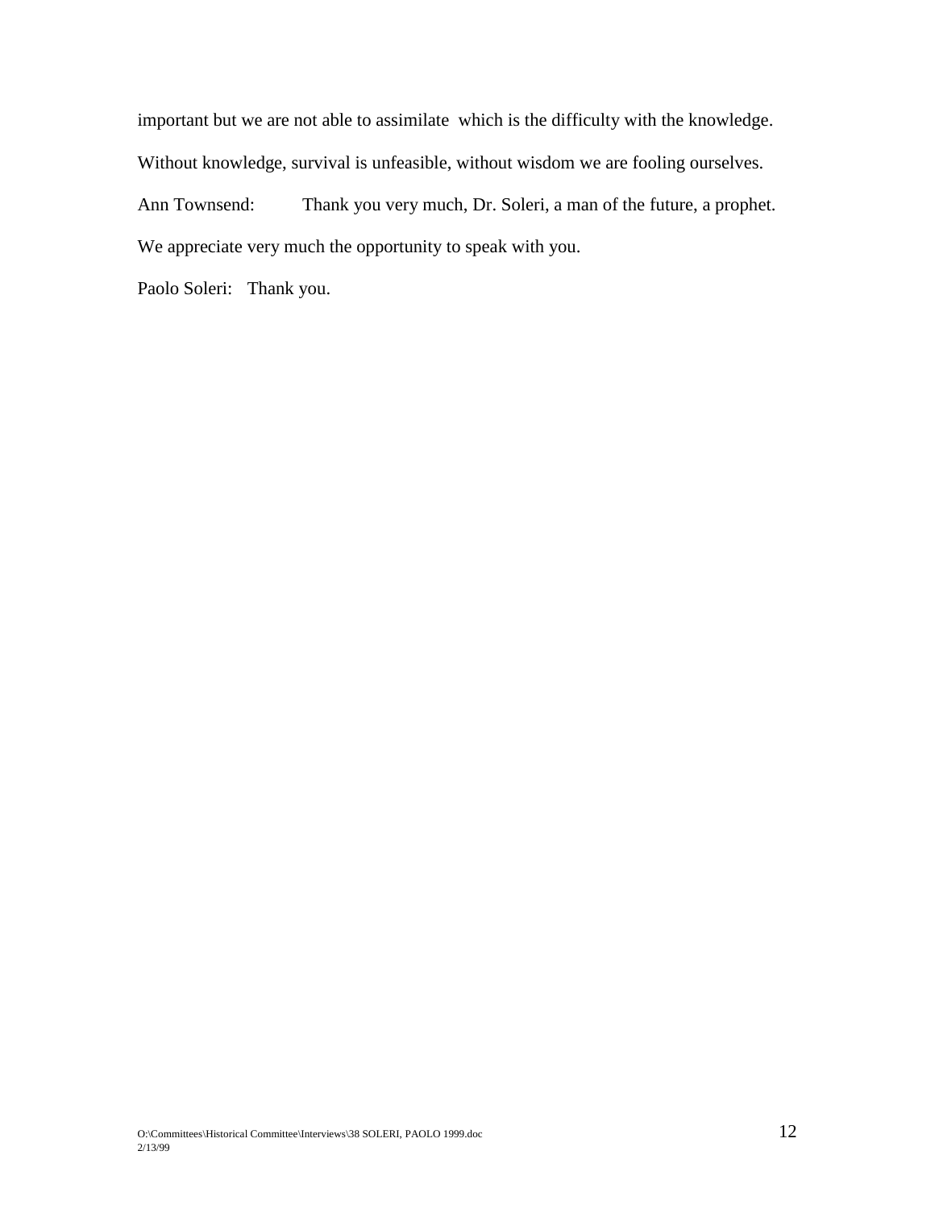important but we are not able to assimilate  which is the difficulty with the knowledge. Without knowledge, survival is unfeasible, without wisdom we are fooling ourselves.

Ann Townsend: Thank you very much, Dr. Soleri, a man of the future, a prophet. We appreciate very much the opportunity to speak with you.

Paolo Soleri: Thank you.